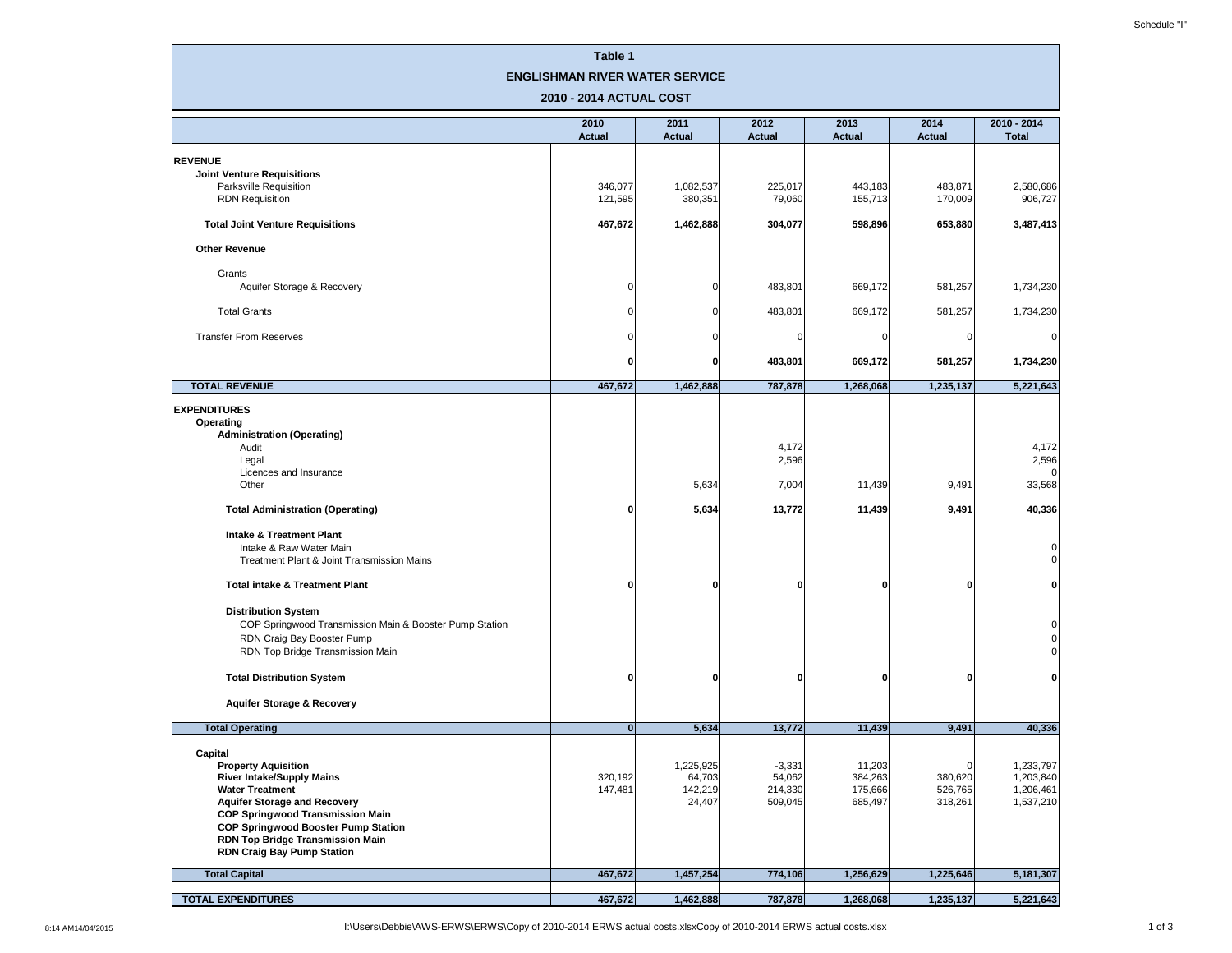Schedule "I"

# Table 1
## ENGLISHMAN RIVER WATER SERVICE
### 2010 - 2014 ACTUAL COST

| | 2010 Actual | 2011 Actual | 2012 Actual | 2013 Actual | 2014 Actual | 2010 - 2014 Total |
|---|---|---|---|---|---|---|
| **REVENUE** | | | | | | |
| **Joint Venture Requisitions** | | | | | | |
| Parksville Requisition | 346,077 | 1,082,537 | 225,017 | 443,183 | 483,871 | 2,580,686 |
| RDN Requisition | 121,595 | 380,351 | 79,060 | 155,713 | 170,009 | 906,727 |
| **Total Joint Venture Requisitions** | **467,672** | **1,462,888** | **304,077** | **598,896** | **653,880** | **3,487,413** |
| **Other Revenue** | | | | | | |
| Grants | | | | | | |
| Aquifer Storage & Recovery | 0 | 0 | 483,801 | 669,172 | 581,257 | 1,734,230 |
| Total Grants | 0 | 0 | 483,801 | 669,172 | 581,257 | 1,734,230 |
| Transfer From Reserves | 0 | 0 | 0 | 0 | 0 | 0 |
| | **0** | **0** | **483,801** | **669,172** | **581,257** | **1,734,230** |
| **TOTAL REVENUE** | **467,672** | **1,462,888** | **787,878** | **1,268,068** | **1,235,137** | **5,221,643** |
| **EXPENDITURES** | | | | | | |
| **Operating** | | | | | | |
| **Administration (Operating)** | | | | | | |
| Audit | | | 4,172 | | | 4,172 |
| Legal | | | 2,596 | | | 2,596 |
| Licences and Insurance | | | | | | 0 |
| Other | | 5,634 | 7,004 | 11,439 | 9,491 | 33,568 |
| **Total Administration (Operating)** | **0** | **5,634** | **13,772** | **11,439** | **9,491** | **40,336** |
| **Intake & Treatment Plant** | | | | | | |
| Intake & Raw Water Main | | | | | | 0 |
| Treatment Plant & Joint Transmission Mains | | | | | | 0 |
| **Total intake & Treatment Plant** | **0** | **0** | **0** | **0** | **0** | **0** |
| **Distribution System** | | | | | | |
| COP Springwood Transmission Main & Booster Pump Station | | | | | | 0 |
| RDN Craig Bay Booster Pump | | | | | | 0 |
| RDN Top Bridge Transmission Main | | | | | | 0 |
| **Total Distribution System** | **0** | **0** | **0** | **0** | **0** | **0** |
| **Aquifer Storage & Recovery** | | | | | | |
| **Total Operating** | **0** | **5,634** | **13,772** | **11,439** | **9,491** | **40,336** |
| **Capital** | | | | | | |
| **Property Aquisition** | | 1,225,925 | -3,331 | 11,203 | 0 | 1,233,797 |
| **River Intake/Supply Mains** | 320,192 | 64,703 | 54,062 | 384,263 | 380,620 | 1,203,840 |
| **Water Treatment** | 147,481 | 142,219 | 214,330 | 175,666 | 526,765 | 1,206,461 |
| **Aquifer Storage and Recovery** | | 24,407 | 509,045 | 685,497 | 318,261 | 1,537,210 |
| **COP Springwood Transmission Main** | | | | | | |
| **COP Springwood Booster Pump Station** | | | | | | |
| **RDN Top Bridge Transmission Main** | | | | | | |
| **RDN Craig Bay Pump Station** | | | | | | |
| **Total Capital** | **467,672** | **1,457,254** | **774,106** | **1,256,629** | **1,225,646** | **5,181,307** |
| **TOTAL EXPENDITURES** | **467,672** | **1,462,888** | **787,878** | **1,268,068** | **1,235,137** | **5,221,643** |

8:14 AM14/04/2015 I:\Users\Debbie\AWS-ERWS\ERWS\Copy of 2010-2014 ERWS actual costs.xlsxCopy of 2010-2014 ERWS actual costs.xlsx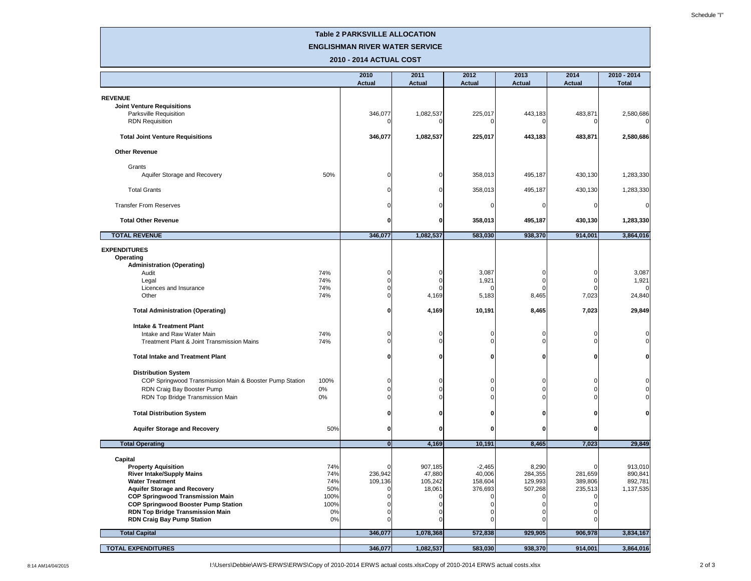Schedule "I"

# Table 2 PARKSVILLE ALLOCATION

## ENGLISHMAN RIVER WATER SERVICE

### 2010 - 2014 ACTUAL COST

| | | 2010 Actual | 2011 Actual | 2012 Actual | 2013 Actual | 2014 Actual | 2010 - 2014 Total |
|---|---|---|---|---|---|---|---|
| **REVENUE** | | | | | | | |
| **Joint Venture Requisitions** | | | | | | | |
| Parksville Requisition | | 346,077 | 1,082,537 | 225,017 | 443,183 | 483,871 | 2,580,686 |
| RDN Requisition | | 0 | 0 | 0 | 0 | 0 | 0 |
| **Total Joint Venture Requisitions** | | **346,077** | **1,082,537** | **225,017** | **443,183** | **483,871** | **2,580,686** |
| **Other Revenue** | | | | | | | |
| Grants | | | | | | | |
| Aquifer Storage and Recovery | 50% | 0 | 0 | 358,013 | 495,187 | 430,130 | 1,283,330 |
| Total Grants | | 0 | 0 | 358,013 | 495,187 | 430,130 | 1,283,330 |
| Transfer From Reserves | | 0 | 0 | 0 | 0 | 0 | 0 |
| **Total Other Revenue** | | **0** | **0** | **358,013** | **495,187** | **430,130** | **1,283,330** |
| **TOTAL REVENUE** | | **346,077** | **1,082,537** | **583,030** | **938,370** | **914,001** | **3,864,016** |
| **EXPENDITURES** | | | | | | | |
| **Operating** | | | | | | | |
| **Administration (Operating)** | | | | | | | |
| Audit | 74% | 0 | 0 | 3,087 | 0 | 0 | 3,087 |
| Legal | 74% | 0 | 0 | 1,921 | 0 | 0 | 1,921 |
| Licences and Insurance | 74% | 0 | 0 | 0 | 0 | 0 | 0 |
| Other | 74% | 0 | 4,169 | 5,183 | 8,465 | 7,023 | 24,840 |
| **Total Administration (Operating)** | | **0** | **4,169** | **10,191** | **8,465** | **7,023** | **29,849** |
| **Intake & Treatment Plant** | | | | | | | |
| Intake and Raw Water Main | 74% | 0 | 0 | 0 | 0 | 0 | 0 |
| Treatment Plant & Joint Transmission Mains | 74% | 0 | 0 | 0 | 0 | 0 | 0 |
| **Total Intake and Treatment Plant** | | **0** | **0** | **0** | **0** | **0** | **0** |
| **Distribution System** | | | | | | | |
| COP Springwood Transmission Main & Booster Pump Station | 100% | 0 | 0 | 0 | 0 | 0 | 0 |
| RDN Craig Bay Booster Pump | 0% | 0 | 0 | 0 | 0 | 0 | 0 |
| RDN Top Bridge Transmission Main | 0% | 0 | 0 | 0 | 0 | 0 | 0 |
| **Total Distribution System** | | **0** | **0** | **0** | **0** | **0** | **0** |
| **Aquifer Storage and Recovery** | 50% | **0** | **0** | **0** | **0** | **0** | |
| **Total Operating** | | **0** | **4,169** | **10,191** | **8,465** | **7,023** | **29,849** |
| **Capital** | | | | | | | |
| **Property Aquisition** | 74% | 0 | 907,185 | -2,465 | 8,290 | 0 | 913,010 |
| **River Intake/Supply Mains** | 74% | 236,942 | 47,880 | 40,006 | 284,355 | 281,659 | 890,841 |
| **Water Treatment** | 74% | 109,136 | 105,242 | 158,604 | 129,993 | 389,806 | 892,781 |
| **Aquifer Storage and Recovery** | 50% | 0 | 18,061 | 376,693 | 507,268 | 235,513 | 1,137,535 |
| **COP Springwood Transmission Main** | 100% | 0 | 0 | 0 | 0 | 0 | |
| **COP Springwood Booster Pump Station** | 100% | 0 | 0 | 0 | 0 | 0 | |
| **RDN Top Bridge Transmission Main** | 0% | 0 | 0 | 0 | 0 | 0 | |
| **RDN Craig Bay Pump Station** | 0% | 0 | 0 | 0 | 0 | 0 | |
| **Total Capital** | | **346,077** | **1,078,368** | **572,838** | **929,905** | **906,978** | **3,834,167** |
| **TOTAL EXPENDITURES** | | **346,077** | **1,082,537** | **583,030** | **938,370** | **914,001** | **3,864,016** |

8:14 AM14/04/2015 I:\Users\Debbie\AWS-ERWS\ERWS\Copy of 2010-2014 ERWS actual costs.xlsxCopy of 2010-2014 ERWS actual costs.xlsx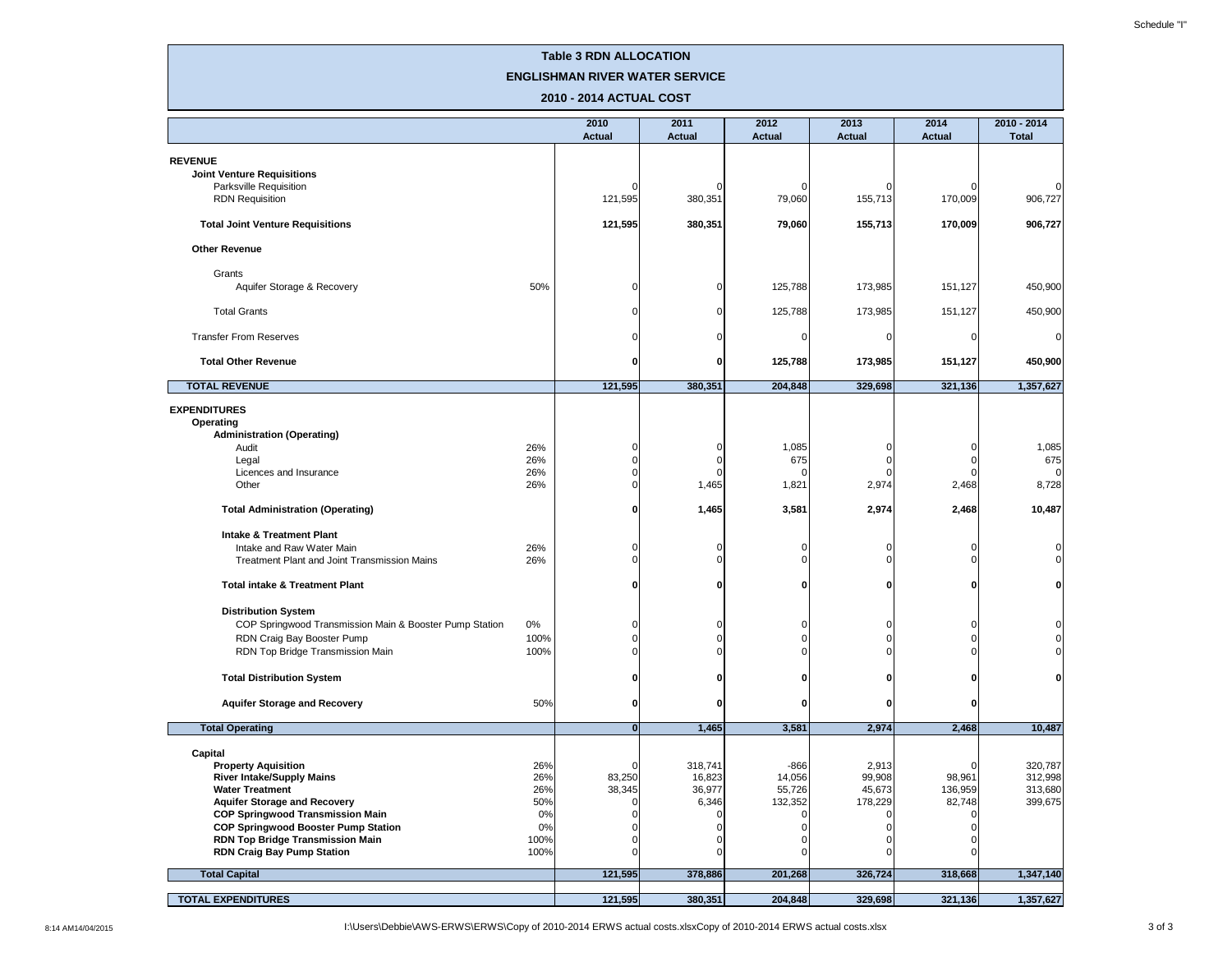Schedule "I"

# Table 3 RDN ALLOCATION

## ENGLISHMAN RIVER WATER SERVICE

### 2010 - 2014 ACTUAL COST

| | | 2010 Actual | 2011 Actual | 2012 Actual | 2013 Actual | 2014 Actual | 2010 - 2014 Total |
|---|---|---|---|---|---|---|---|
| **REVENUE** | | | | | | | |
| **Joint Venture Requisitions** | | | | | | | |
| Parksville Requisition | | 0 | 0 | 0 | 0 | 0 | 0 |
| RDN Requisition | | 121,595 | 380,351 | 79,060 | 155,713 | 170,009 | 906,727 |
| **Total Joint Venture Requisitions** | | **121,595** | **380,351** | **79,060** | **155,713** | **170,009** | **906,727** |
| **Other Revenue** | | | | | | | |
| Grants | | | | | | | |
| Aquifer Storage & Recovery | 50% | 0 | 0 | 125,788 | 173,985 | 151,127 | 450,900 |
| Total Grants | | 0 | 0 | 125,788 | 173,985 | 151,127 | 450,900 |
| Transfer From Reserves | | 0 | 0 | 0 | 0 | 0 | 0 |
| **Total Other Revenue** | | **0** | **0** | **125,788** | **173,985** | **151,127** | **450,900** |
| **TOTAL REVENUE** | | **121,595** | **380,351** | **204,848** | **329,698** | **321,136** | **1,357,627** |
| **EXPENDITURES** | | | | | | | |
| **Operating** | | | | | | | |
| **Administration (Operating)** | | | | | | | |
| Audit | 26% | 0 | 0 | 1,085 | 0 | 0 | 1,085 |
| Legal | 26% | 0 | 0 | 675 | 0 | 0 | 675 |
| Licences and Insurance | 26% | 0 | 0 | 0 | 0 | 0 | 0 |
| Other | 26% | 0 | 1,465 | 1,821 | 2,974 | 2,468 | 8,728 |
| **Total Administration (Operating)** | | **0** | **1,465** | **3,581** | **2,974** | **2,468** | **10,487** |
| **Intake & Treatment Plant** | | | | | | | |
| Intake and Raw Water Main | 26% | 0 | 0 | 0 | 0 | 0 | 0 |
| Treatment Plant and Joint Transmission Mains | 26% | 0 | 0 | 0 | 0 | 0 | 0 |
| **Total intake & Treatment Plant** | | **0** | **0** | **0** | **0** | **0** | **0** |
| **Distribution System** | | | | | | | |
| COP Springwood Transmission Main & Booster Pump Station | 0% | 0 | 0 | 0 | 0 | 0 | 0 |
| RDN Craig Bay Booster Pump | 100% | 0 | 0 | 0 | 0 | 0 | 0 |
| RDN Top Bridge Transmission Main | 100% | 0 | 0 | 0 | 0 | 0 | 0 |
| **Total Distribution System** | | **0** | **0** | **0** | **0** | **0** | **0** |
| **Aquifer Storage and Recovery** | 50% | **0** | **0** | **0** | **0** | **0** | |
| **Total Operating** | | **0** | **1,465** | **3,581** | **2,974** | **2,468** | **10,487** |
| **Capital** | | | | | | | |
| **Property Aquisition** | 26% | 0 | 318,741 | -866 | 2,913 | 0 | 320,787 |
| **River Intake/Supply Mains** | 26% | 83,250 | 16,823 | 14,056 | 99,908 | 98,961 | 312,998 |
| **Water Treatment** | 26% | 38,345 | 36,977 | 55,726 | 45,673 | 136,959 | 313,680 |
| **Aquifer Storage and Recovery** | 50% | 0 | 6,346 | 132,352 | 178,229 | 82,748 | 399,675 |
| **COP Springwood Transmission Main** | 0% | 0 | 0 | 0 | 0 | 0 | |
| **COP Springwood Booster Pump Station** | 0% | 0 | 0 | 0 | 0 | 0 | |
| **RDN Top Bridge Transmission Main** | 100% | 0 | 0 | 0 | 0 | 0 | |
| **RDN Craig Bay Pump Station** | 100% | 0 | 0 | 0 | 0 | 0 | |
| **Total Capital** | | **121,595** | **378,886** | **201,268** | **326,724** | **318,668** | **1,347,140** |
| **TOTAL EXPENDITURES** | | **121,595** | **380,351** | **204,848** | **329,698** | **321,136** | **1,357,627** |

8:14 AM14/04/2015 I:\Users\Debbie\AWS-ERWS\ERWS\Copy of 2010-2014 ERWS actual costs.xlsxCopy of 2010-2014 ERWS actual costs.xlsx